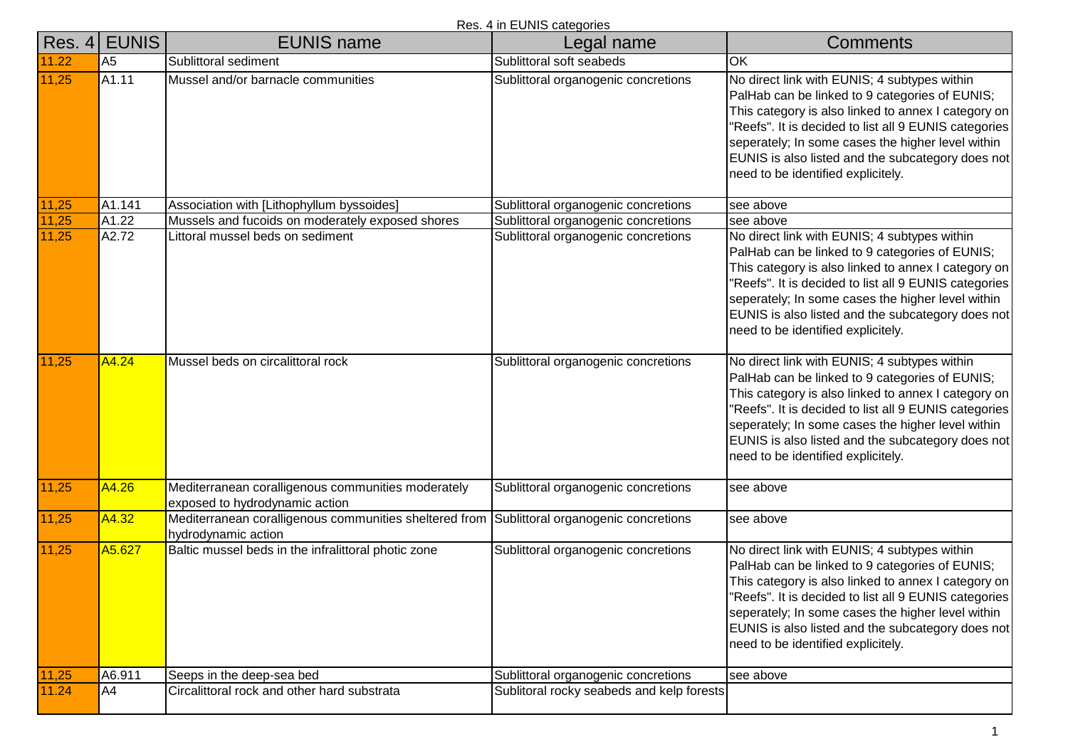Res. 4 in EUNIS categories

| Res. 4 | EUNIS | EUNIS name | Legal name | Comments |
|---|---|---|---|---|
| 11.22 | A5 | Sublittoral sediment | Sublittoral soft seabeds | OK |
| 11,25 | A1.11 | Mussel and/or barnacle communities | Sublittoral organogenic concretions | No direct link with EUNIS; 4 subtypes within PalHab can be linked to 9 categories of EUNIS; This category is also linked to annex I category on "Reefs". It is decided to list all 9 EUNIS categories seperately; In some cases the higher level within EUNIS is also listed and the subcategory does not need to be identified explicitely. |
| 11,25 | A1.141 | Association with [Lithophyllum byssoides] | Sublittoral organogenic concretions | see above |
| 11,25 | A1.22 | Mussels and fucoids on moderately exposed shores | Sublittoral organogenic concretions | see above |
| 11,25 | A2.72 | Littoral mussel beds on sediment | Sublittoral organogenic concretions | No direct link with EUNIS; 4 subtypes within PalHab can be linked to 9 categories of EUNIS; This category is also linked to annex I category on "Reefs". It is decided to list all 9 EUNIS categories seperately; In some cases the higher level within EUNIS is also listed and the subcategory does not need to be identified explicitely. |
| 11,25 | A4.24 | Mussel beds on circalittoral rock | Sublittoral organogenic concretions | No direct link with EUNIS; 4 subtypes within PalHab can be linked to 9 categories of EUNIS; This category is also linked to annex I category on "Reefs". It is decided to list all 9 EUNIS categories seperately; In some cases the higher level within EUNIS is also listed and the subcategory does not need to be identified explicitely. |
| 11,25 | A4.26 | Mediterranean coralligenous communities moderately exposed to hydrodynamic action | Sublittoral organogenic concretions | see above |
| 11,25 | A4.32 | Mediterranean coralligenous communities sheltered from hydrodynamic action | Sublittoral organogenic concretions | see above |
| 11,25 | A5.627 | Baltic mussel beds in the infralittoral photic zone | Sublittoral organogenic concretions | No direct link with EUNIS; 4 subtypes within PalHab can be linked to 9 categories of EUNIS; This category is also linked to annex I category on "Reefs". It is decided to list all 9 EUNIS categories seperately; In some cases the higher level within EUNIS is also listed and the subcategory does not need to be identified explicitely. |
| 11,25 | A6.911 | Seeps in the deep-sea bed | Sublittoral organogenic concretions | see above |
| 11.24 | A4 | Circalittoral rock and other hard substrata | Sublitoral rocky seabeds and kelp forests | |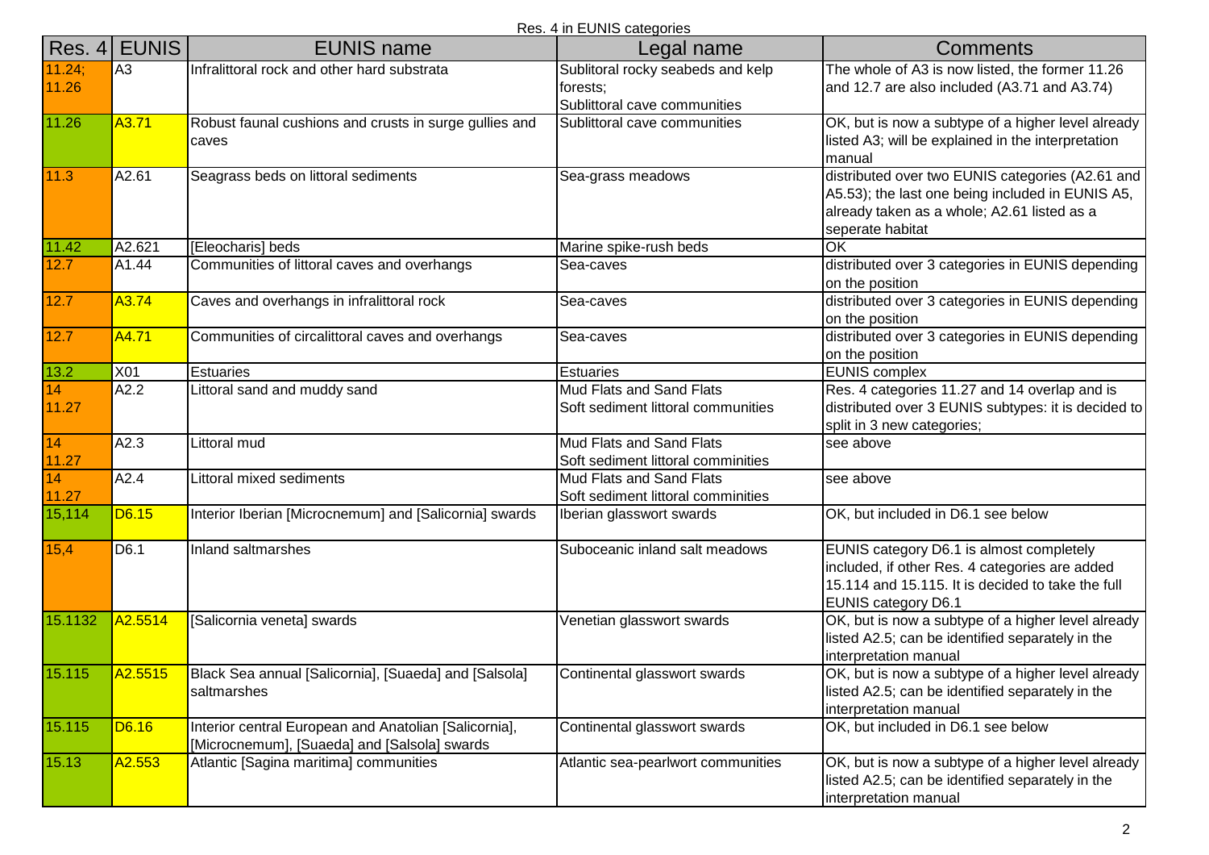Res. 4 in EUNIS categories

| Res. 4 | EUNIS | EUNIS name | Legal name | Comments |
|---|---|---|---|---|
| 11.24; 11.26 | A3 | Infralittoral rock and other hard substrata | Sublitoral rocky seabeds and kelp forests; Sublittoral cave communities | The whole of A3 is now listed, the former 11.26 and 12.7 are also included (A3.71 and A3.74) |
| 11.26 | A3.71 | Robust faunal cushions and crusts in surge gullies and caves | Sublittoral cave communities | OK, but is now a subtype of a higher level already listed A3; will be explained in the interpretation manual |
| 11.3 | A2.61 | Seagrass beds on littoral sediments | Sea-grass meadows | distributed over two EUNIS categories (A2.61 and A5.53); the last one being included in EUNIS A5, already taken as a whole; A2.61 listed as a seperate habitat |
| 11.42 | A2.621 | [Eleocharis] beds | Marine spike-rush beds | OK |
| 12.7 | A1.44 | Communities of littoral caves and overhangs | Sea-caves | distributed over 3 categories in EUNIS depending on the position |
| 12.7 | A3.74 | Caves and overhangs in infralittoral rock | Sea-caves | distributed over 3 categories in EUNIS depending on the position |
| 12.7 | A4.71 | Communities of circalittoral caves and overhangs | Sea-caves | distributed over 3 categories in EUNIS depending on the position |
| 13.2 | X01 | Estuaries | Estuaries | EUNIS complex |
| 14 11.27 | A2.2 | Littoral sand and muddy sand | Mud Flats and Sand Flats Soft sediment littoral communities | Res. 4 categories 11.27 and 14 overlap and is distributed over 3 EUNIS subtypes: it is decided to split in 3 new categories; |
| 14 11.27 | A2.3 | Littoral mud | Mud Flats and Sand Flats Soft sediment littoral comminities | see above |
| 14 11.27 | A2.4 | Littoral mixed sediments | Mud Flats and Sand Flats Soft sediment littoral comminities | see above |
| 15,114 | D6.15 | Interior Iberian [Microcnemum] and [Salicornia] swards | Iberian glasswort swards | OK, but included in D6.1 see below |
| 15,4 | D6.1 | Inland saltmarshes | Suboceanic inland salt meadows | EUNIS category D6.1 is almost completely included, if other Res. 4 categories are added 15.114 and 15.115. It is decided to take the full EUNIS category D6.1 |
| 15.1132 | A2.5514 | [Salicornia veneta] swards | Venetian glasswort swards | OK, but is now a subtype of a higher level already listed A2.5; can be identified separately in the interpretation manual |
| 15.115 | A2.5515 | Black Sea annual [Salicornia], [Suaeda] and [Salsola] saltmarshes | Continental glasswort swards | OK, but is now a subtype of a higher level already listed A2.5; can be identified separately in the interpretation manual |
| 15.115 | D6.16 | Interior central European and Anatolian [Salicornia], [Microcnemum], [Suaeda] and [Salsola] swards | Continental glasswort swards | OK, but included in D6.1 see below |
| 15.13 | A2.553 | Atlantic [Sagina maritima] communities | Atlantic sea-pearlwort communities | OK, but is now a subtype of a higher level already listed A2.5; can be identified separately in the interpretation manual |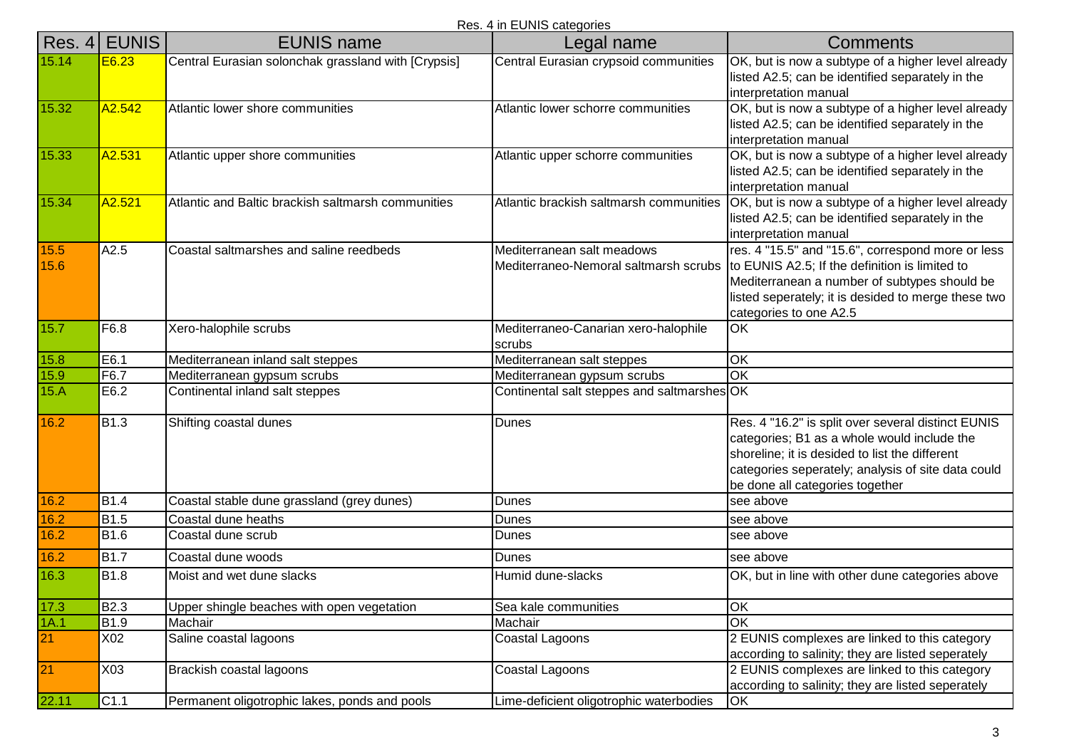Res. 4 in EUNIS categories

| Res. 4 | EUNIS | EUNIS name | Legal name | Comments |
|---|---|---|---|---|
| 15.14 | E6.23 | Central Eurasian solonchak grassland with [Crypsis] | Central Eurasian crypsoid communities | OK, but is now a subtype of a higher level already listed A2.5; can be identified separately in the interpretation manual |
| 15.32 | A2.542 | Atlantic lower shore communities | Atlantic lower schorre communities | OK, but is now a subtype of a higher level already listed A2.5; can be identified separately in the interpretation manual |
| 15.33 | A2.531 | Atlantic upper shore communities | Atlantic upper schorre communities | OK, but is now a subtype of a higher level already listed A2.5; can be identified separately in the interpretation manual |
| 15.34 | A2.521 | Atlantic and Baltic brackish saltmarsh communities | Atlantic brackish saltmarsh communities | OK, but is now a subtype of a higher level already listed A2.5; can be identified separately in the interpretation manual |
| 15.5<br>15.6 | A2.5 | Coastal saltmarshes and saline reedbeds | Mediterranean salt meadows<br>Mediterraneo-Nemoral saltmarsh scrubs | res. 4 "15.5" and "15.6", correspond more or less to EUNIS A2.5; If the definition is limited to Mediterranean a number of subtypes should be listed seperately; it is desided to merge these two categories to one A2.5 |
| 15.7 | F6.8 | Xero-halophile scrubs | Mediterraneo-Canarian xero-halophile scrubs | OK |
| 15.8 | E6.1 | Mediterranean inland salt steppes | Mediterranean salt steppes | OK |
| 15.9 | F6.7 | Mediterranean gypsum scrubs | Mediterranean gypsum scrubs | OK |
| 15.A | E6.2 | Continental inland salt steppes | Continental salt steppes and saltmarshes | OK |
| 16.2 | B1.3 | Shifting coastal dunes | Dunes | Res. 4 "16.2" is split over several distinct EUNIS categories; B1 as a whole would include the shoreline; it is desided to list the different categories seperately; analysis of site data could be done all categories together |
| 16.2 | B1.4 | Coastal stable dune grassland (grey dunes) | Dunes | see above |
| 16.2 | B1.5 | Coastal dune heaths | Dunes | see above |
| 16.2 | B1.6 | Coastal dune scrub | Dunes | see above |
| 16.2 | B1.7 | Coastal dune woods | Dunes | see above |
| 16.3 | B1.8 | Moist and wet dune slacks | Humid dune-slacks | OK, but in line with other dune categories above |
| 17.3 | B2.3 | Upper shingle beaches with open vegetation | Sea kale communities | OK |
| 1A.1 | B1.9 | Machair | Machair | OK |
| 21 | X02 | Saline coastal lagoons | Coastal Lagoons | 2 EUNIS complexes are linked to this category according to salinity; they are listed seperately |
| 21 | X03 | Brackish coastal lagoons | Coastal Lagoons | 2 EUNIS complexes are linked to this category according to salinity; they are listed seperately |
| 22.11 | C1.1 | Permanent oligotrophic lakes, ponds and pools | Lime-deficient oligotrophic waterbodies | OK |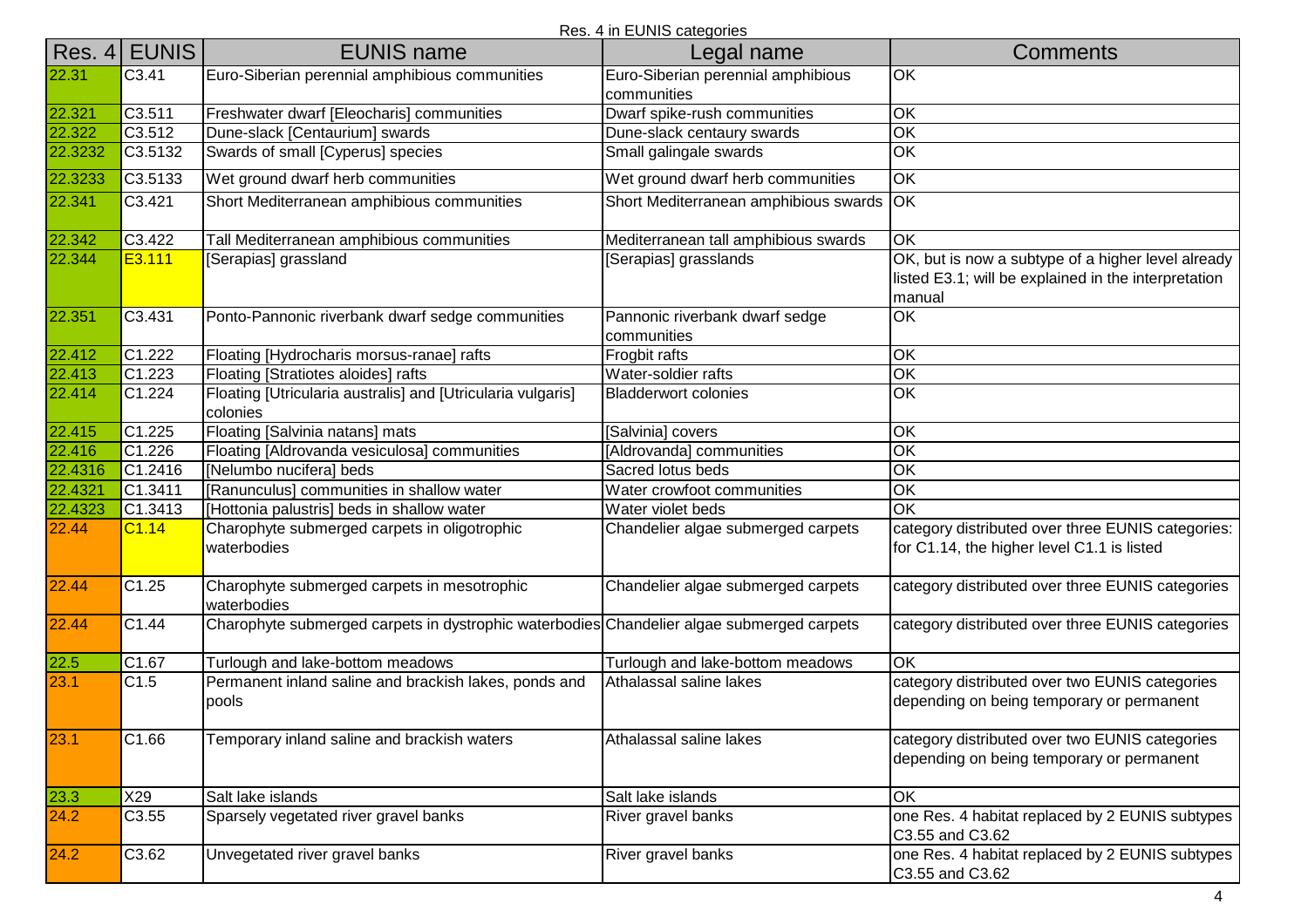Res. 4 in EUNIS categories

| Res. 4 | EUNIS | EUNIS name | Legal name | Comments |
| --- | --- | --- | --- | --- |
| 22.31 | C3.41 | Euro-Siberian perennial amphibious communities | Euro-Siberian perennial amphibious communities | OK |
| 22.321 | C3.511 | Freshwater dwarf [Eleocharis] communities | Dwarf spike-rush communities | OK |
| 22.322 | C3.512 | Dune-slack [Centaurium] swards | Dune-slack centaury swards | OK |
| 22.3232 | C3.5132 | Swards of small [Cyperus] species | Small galingale swards | OK |
| 22.3233 | C3.5133 | Wet ground dwarf herb communities | Wet ground dwarf herb communities | OK |
| 22.341 | C3.421 | Short Mediterranean amphibious communities | Short Mediterranean amphibious swards | OK |
| 22.342 | C3.422 | Tall Mediterranean amphibious communities | Mediterranean tall amphibious swards | OK |
| 22.344 | E3.111 | [Serapias] grassland | [Serapias] grasslands | OK, but is now a subtype of a higher level already listed E3.1; will be explained in the interpretation manual |
| 22.351 | C3.431 | Ponto-Pannonic riverbank dwarf sedge communities | Pannonic riverbank dwarf sedge communities | OK |
| 22.412 | C1.222 | Floating [Hydrocharis morsus-ranae] rafts | Frogbit rafts | OK |
| 22.413 | C1.223 | Floating [Stratiotes aloides] rafts | Water-soldier rafts | OK |
| 22.414 | C1.224 | Floating [Utricularia australis] and [Utricularia vulgaris] colonies | Bladderwort colonies | OK |
| 22.415 | C1.225 | Floating [Salvinia natans] mats | [Salvinia] covers | OK |
| 22.416 | C1.226 | Floating [Aldrovanda vesiculosa] communities | [Aldrovanda] communities | OK |
| 22.4316 | C1.2416 | [Nelumbo nucifera] beds | Sacred lotus beds | OK |
| 22.4321 | C1.3411 | [Ranunculus] communities in shallow water | Water crowfoot communities | OK |
| 22.4323 | C1.3413 | [Hottonia palustris] beds in shallow water | Water violet beds | OK |
| 22.44 | C1.14 | Charophyte submerged carpets in oligotrophic waterbodies | Chandelier algae submerged carpets | category distributed over three EUNIS categories: for C1.14, the higher level C1.1 is listed |
| 22.44 | C1.25 | Charophyte submerged carpets in mesotrophic waterbodies | Chandelier algae submerged carpets | category distributed over three EUNIS categories |
| 22.44 | C1.44 | Charophyte submerged carpets in dystrophic waterbodies | Chandelier algae submerged carpets | category distributed over three EUNIS categories |
| 22.5 | C1.67 | Turlough and lake-bottom meadows | Turlough and lake-bottom meadows | OK |
| 23.1 | C1.5 | Permanent inland saline and brackish lakes, ponds and pools | Athalassal saline lakes | category distributed over two EUNIS categories depending on being temporary or permanent |
| 23.1 | C1.66 | Temporary inland saline and brackish waters | Athalassal saline lakes | category distributed over two EUNIS categories depending on being temporary or permanent |
| 23.3 | X29 | Salt lake islands | Salt lake islands | OK |
| 24.2 | C3.55 | Sparsely vegetated river gravel banks | River gravel banks | one Res. 4 habitat replaced by 2 EUNIS subtypes C3.55 and C3.62 |
| 24.2 | C3.62 | Unvegetated river gravel banks | River gravel banks | one Res. 4 habitat replaced by 2 EUNIS subtypes C3.55 and C3.62 |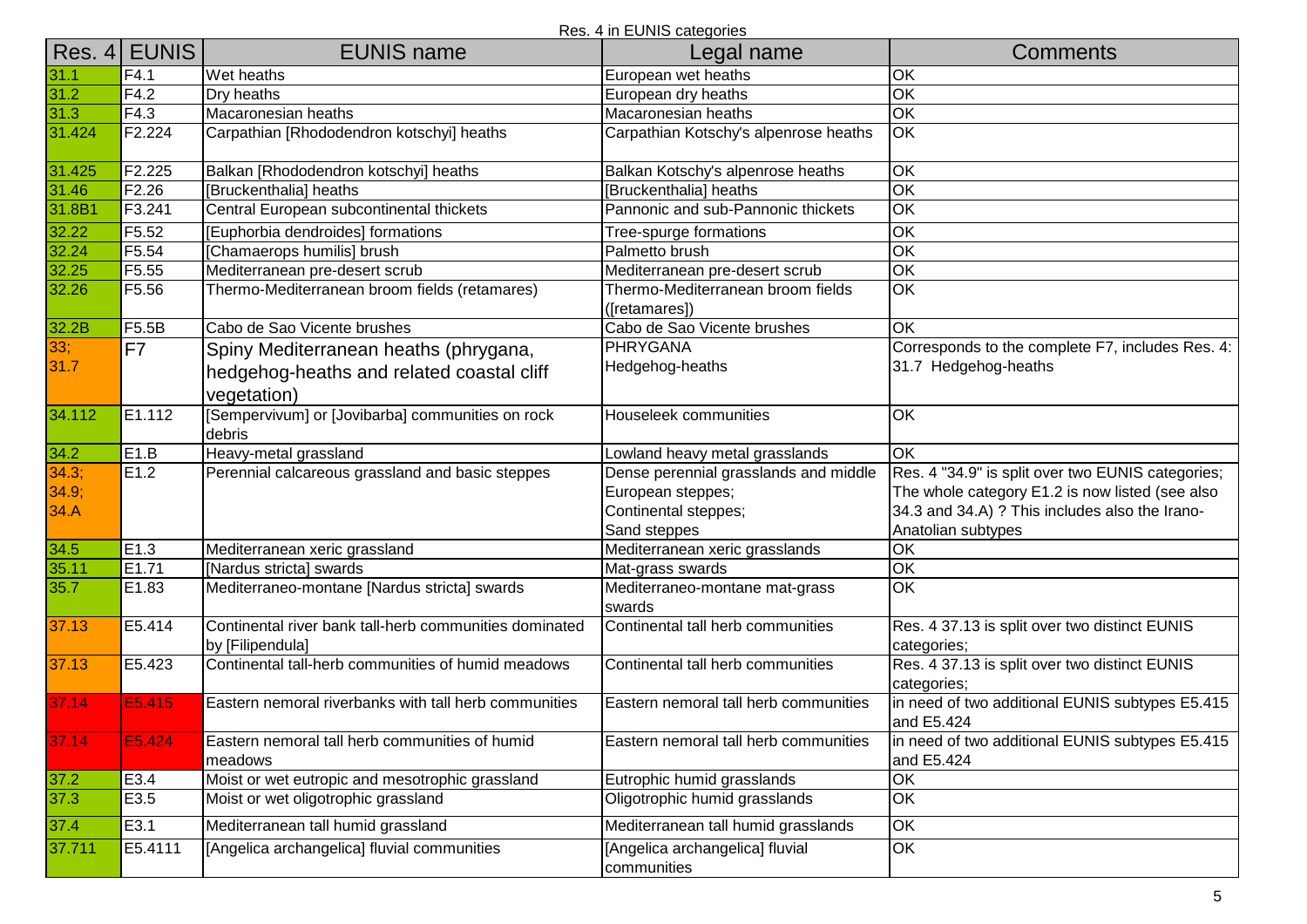Res. 4 in EUNIS categories

| Res. 4 | EUNIS | EUNIS name | Legal name | Comments |
|---|---|---|---|---|
| 31.1 | F4.1 | Wet heaths | European wet heaths | OK |
| 31.2 | F4.2 | Dry heaths | European dry heaths | OK |
| 31.3 | F4.3 | Macaronesian heaths | Macaronesian heaths | OK |
| 31.424 | F2.224 | Carpathian [Rhododendron kotschyi] heaths | Carpathian Kotschy's alpenrose heaths | OK |
| 31.425 | F2.225 | Balkan [Rhododendron kotschyi] heaths | Balkan Kotschy's alpenrose heaths | OK |
| 31.46 | F2.26 | [Bruckenthalia] heaths | [Bruckenthalia] heaths | OK |
| 31.8B1 | F3.241 | Central European subcontinental thickets | Pannonic and sub-Pannonic thickets | OK |
| 32.22 | F5.52 | [Euphorbia dendroides] formations | Tree-spurge formations | OK |
| 32.24 | F5.54 | [Chamaerops humilis] brush | Palmetto brush | OK |
| 32.25 | F5.55 | Mediterranean pre-desert scrub | Mediterranean pre-desert scrub | OK |
| 32.26 | F5.56 | Thermo-Mediterranean broom fields (retamares) | Thermo-Mediterranean broom fields ([retamares]) | OK |
| 32.2B | F5.5B | Cabo de Sao Vicente brushes | Cabo de Sao Vicente brushes | OK |
| 33; 31.7 | F7 | Spiny Mediterranean heaths (phrygana, hedgehog-heaths and related coastal cliff vegetation) | PHRYGANA Hedgehog-heaths | Corresponds to the complete F7, includes Res. 4: 31.7 Hedgehog-heaths |
| 34.112 | E1.112 | [Sempervivum] or [Jovibarba] communities on rock debris | Houseleek communities | OK |
| 34.2 | E1.B | Heavy-metal grassland | Lowland heavy metal grasslands | OK |
| 34.3; 34.9; 34.A | E1.2 | Perennial calcareous grassland and basic steppes | Dense perennial grasslands and middle European steppes; Continental steppes; Sand steppes | Res. 4 "34.9" is split over two EUNIS categories; The whole category E1.2 is now listed (see also 34.3 and 34.A) ? This includes also the Irano-Anatolian subtypes |
| 34.5 | E1.3 | Mediterranean xeric grassland | Mediterranean xeric grasslands | OK |
| 35.11 | E1.71 | [Nardus stricta] swards | Mat-grass swards | OK |
| 35.7 | E1.83 | Mediterraneo-montane [Nardus stricta] swards | Mediterraneo-montane mat-grass swards | OK |
| 37.13 | E5.414 | Continental river bank tall-herb communities dominated by [Filipendula] | Continental tall herb communities | Res. 4 37.13 is split over two distinct EUNIS categories; |
| 37.13 | E5.423 | Continental tall-herb communities of humid meadows | Continental tall herb communities | Res. 4 37.13 is split over two distinct EUNIS categories; |
| 37.14 | E5.415 | Eastern nemoral riverbanks with tall herb communities | Eastern nemoral tall herb communities | in need of two additional EUNIS subtypes E5.415 and E5.424 |
| 37.14 | E5.424 | Eastern nemoral tall herb communities of humid meadows | Eastern nemoral tall herb communities | in need of two additional EUNIS subtypes E5.415 and E5.424 |
| 37.2 | E3.4 | Moist or wet eutropic and mesotrophic grassland | Eutrophic humid grasslands | OK |
| 37.3 | E3.5 | Moist or wet oligotrophic grassland | Oligotrophic humid grasslands | OK |
| 37.4 | E3.1 | Mediterranean tall humid grassland | Mediterranean tall humid grasslands | OK |
| 37.711 | E5.4111 | [Angelica archangelica] fluvial communities | [Angelica archangelica] fluvial communities | OK |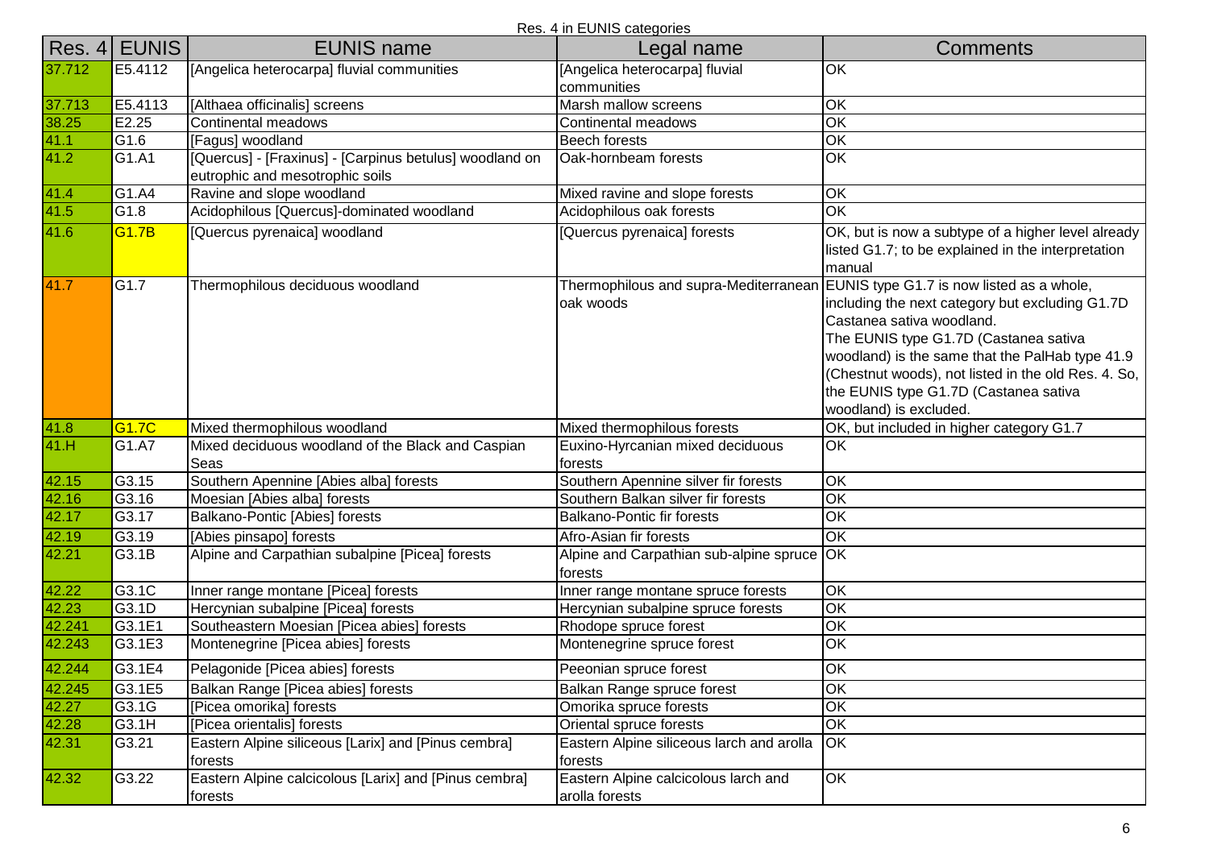Res. 4 in EUNIS categories

| Res. 4 | EUNIS | EUNIS name | Legal name | Comments |
|---|---|---|---|---|
| 37.712 | E5.4112 | [Angelica heterocarpa] fluvial communities | [Angelica heterocarpa] fluvial communities | OK |
| 37.713 | E5.4113 | [Althaea officinalis] screens | Marsh mallow screens | OK |
| 38.25 | E2.25 | Continental meadows | Continental meadows | OK |
| 41.1 | G1.6 | [Fagus] woodland | Beech forests | OK |
| 41.2 | G1.A1 | [Quercus] - [Fraxinus] - [Carpinus betulus] woodland on eutrophic and mesotrophic soils | Oak-hornbeam forests | OK |
| 41.4 | G1.A4 | Ravine and slope woodland | Mixed ravine and slope forests | OK |
| 41.5 | G1.8 | Acidophilous [Quercus]-dominated woodland | Acidophilous oak forests | OK |
| 41.6 | G1.7B | [Quercus pyrenaica] woodland | [Quercus pyrenaica] forests | OK, but is now a subtype of a higher level already listed G1.7; to be explained in the interpretation manual |
| 41.7 | G1.7 | Thermophilous deciduous woodland | Thermophilous and supra-Mediterranean oak woods | EUNIS type G1.7 is now listed as a whole, including the next category but excluding G1.7D Castanea sativa woodland. The EUNIS type G1.7D (Castanea sativa woodland) is the same that the PalHab type 41.9 (Chestnut woods), not listed in the old Res. 4. So, the EUNIS type G1.7D (Castanea sativa woodland) is excluded. |
| 41.8 | G1.7C | Mixed thermophilous woodland | Mixed thermophilous forests | OK, but included in higher category G1.7 |
| 41.H | G1.A7 | Mixed deciduous woodland of the Black and Caspian Seas | Euxino-Hyrcanian mixed deciduous forests | OK |
| 42.15 | G3.15 | Southern Apennine [Abies alba] forests | Southern Apennine silver fir forests | OK |
| 42.16 | G3.16 | Moesian [Abies alba] forests | Southern Balkan silver fir forests | OK |
| 42.17 | G3.17 | Balkano-Pontic [Abies] forests | Balkano-Pontic fir forests | OK |
| 42.19 | G3.19 | [Abies pinsapo] forests | Afro-Asian fir forests | OK |
| 42.21 | G3.1B | Alpine and Carpathian subalpine [Picea] forests | Alpine and Carpathian sub-alpine spruce forests | OK |
| 42.22 | G3.1C | Inner range montane [Picea] forests | Inner range montane spruce forests | OK |
| 42.23 | G3.1D | Hercynian subalpine [Picea] forests | Hercynian subalpine spruce forests | OK |
| 42.241 | G3.1E1 | Southeastern Moesian [Picea abies] forests | Rhodope spruce forest | OK |
| 42.243 | G3.1E3 | Montenegrine [Picea abies] forests | Montenegrine spruce forest | OK |
| 42.244 | G3.1E4 | Pelagonide [Picea abies] forests | Peeonian spruce forest | OK |
| 42.245 | G3.1E5 | Balkan Range [Picea abies] forests | Balkan Range spruce forest | OK |
| 42.27 | G3.1G | [Picea omorika] forests | Omorika spruce forests | OK |
| 42.28 | G3.1H | [Picea orientalis] forests | Oriental spruce forests | OK |
| 42.31 | G3.21 | Eastern Alpine siliceous [Larix] and [Pinus cembra] forests | Eastern Alpine siliceous larch and arolla forests | OK |
| 42.32 | G3.22 | Eastern Alpine calcicolous [Larix] and [Pinus cembra] forests | Eastern Alpine calcicolous larch and arolla forests | OK |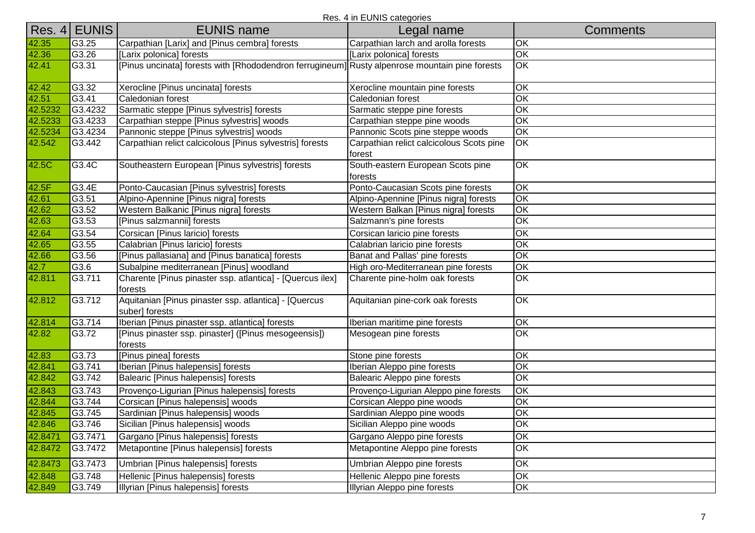Res. 4 in EUNIS categories

| Res. 4 | EUNIS | EUNIS name | Legal name | Comments |
|---|---|---|---|---|
| 42.35 | G3.25 | Carpathian [Larix] and [Pinus cembra] forests | Carpathian larch and arolla forests | OK |
| 42.36 | G3.26 | [Larix polonica] forests | [Larix polonica] forests | OK |
| 42.41 | G3.31 | [Pinus uncinata] forests with [Rhododendron ferrugineum] | Rusty alpenrose mountain pine forests | OK |
| 42.42 | G3.32 | Xerocline [Pinus uncinata] forests | Xerocline mountain pine forests | OK |
| 42.51 | G3.41 | Caledonian forest | Caledonian forest | OK |
| 42.5232 | G3.4232 | Sarmatic steppe [Pinus sylvestris] forests | Sarmatic steppe pine forests | OK |
| 42.5233 | G3.4233 | Carpathian steppe [Pinus sylvestris] woods | Carpathian steppe pine woods | OK |
| 42.5234 | G3.4234 | Pannonic steppe [Pinus sylvestris] woods | Pannonic Scots pine steppe woods | OK |
| 42.542 | G3.442 | Carpathian relict calcicolous [Pinus sylvestris] forests | Carpathian relict calcicolous Scots pine forest | OK |
| 42.5C | G3.4C | Southeastern European [Pinus sylvestris] forests | South-eastern European Scots pine forests | OK |
| 42.5F | G3.4E | Ponto-Caucasian [Pinus sylvestris] forests | Ponto-Caucasian Scots pine forests | OK |
| 42.61 | G3.51 | Alpino-Apennine [Pinus nigra] forests | Alpino-Apennine [Pinus nigra] forests | OK |
| 42.62 | G3.52 | Western Balkanic [Pinus nigra] forests | Western Balkan [Pinus nigra] forests | OK |
| 42.63 | G3.53 | [Pinus salzmannii] forests | Salzmann's pine forests | OK |
| 42.64 | G3.54 | Corsican [Pinus laricio] forests | Corsican laricio pine forests | OK |
| 42.65 | G3.55 | Calabrian [Pinus laricio] forests | Calabrian laricio pine forests | OK |
| 42.66 | G3.56 | [Pinus pallasiana] and [Pinus banatica] forests | Banat and Pallas' pine forests | OK |
| 42.7 | G3.6 | Subalpine mediterranean [Pinus] woodland | High oro-Mediterranean pine forests | OK |
| 42.811 | G3.711 | Charente [Pinus pinaster ssp. atlantica] - [Quercus ilex] forests | Charente pine-holm oak forests | OK |
| 42.812 | G3.712 | Aquitanian [Pinus pinaster ssp. atlantica] - [Quercus suber] forests | Aquitanian pine-cork oak forests | OK |
| 42.814 | G3.714 | Iberian [Pinus pinaster ssp. atlantica] forests | Iberian maritime pine forests | OK |
| 42.82 | G3.72 | [Pinus pinaster ssp. pinaster] ([Pinus mesogeensis]) forests | Mesogean pine forests | OK |
| 42.83 | G3.73 | [Pinus pinea] forests | Stone pine forests | OK |
| 42.841 | G3.741 | Iberian [Pinus halepensis] forests | Iberian Aleppo pine forests | OK |
| 42.842 | G3.742 | Balearic [Pinus halepensis] forests | Balearic Aleppo pine forests | OK |
| 42.843 | G3.743 | Provenço-Ligurian [Pinus halepensis] forests | Provenço-Ligurian Aleppo pine forests | OK |
| 42.844 | G3.744 | Corsican [Pinus halepensis] woods | Corsican Aleppo pine woods | OK |
| 42.845 | G3.745 | Sardinian [Pinus halepensis] woods | Sardinian Aleppo pine woods | OK |
| 42.846 | G3.746 | Sicilian [Pinus halepensis] woods | Sicilian Aleppo pine woods | OK |
| 42.8471 | G3.7471 | Gargano [Pinus halepensis] forests | Gargano Aleppo pine forests | OK |
| 42.8472 | G3.7472 | Metapontine [Pinus halepensis] forests | Metapontine Aleppo pine forests | OK |
| 42.8473 | G3.7473 | Umbrian [Pinus halepensis] forests | Umbrian Aleppo pine forests | OK |
| 42.848 | G3.748 | Hellenic [Pinus halepensis] forests | Hellenic Aleppo pine forests | OK |
| 42.849 | G3.749 | Illyrian [Pinus halepensis] forests | Illyrian Aleppo pine forests | OK |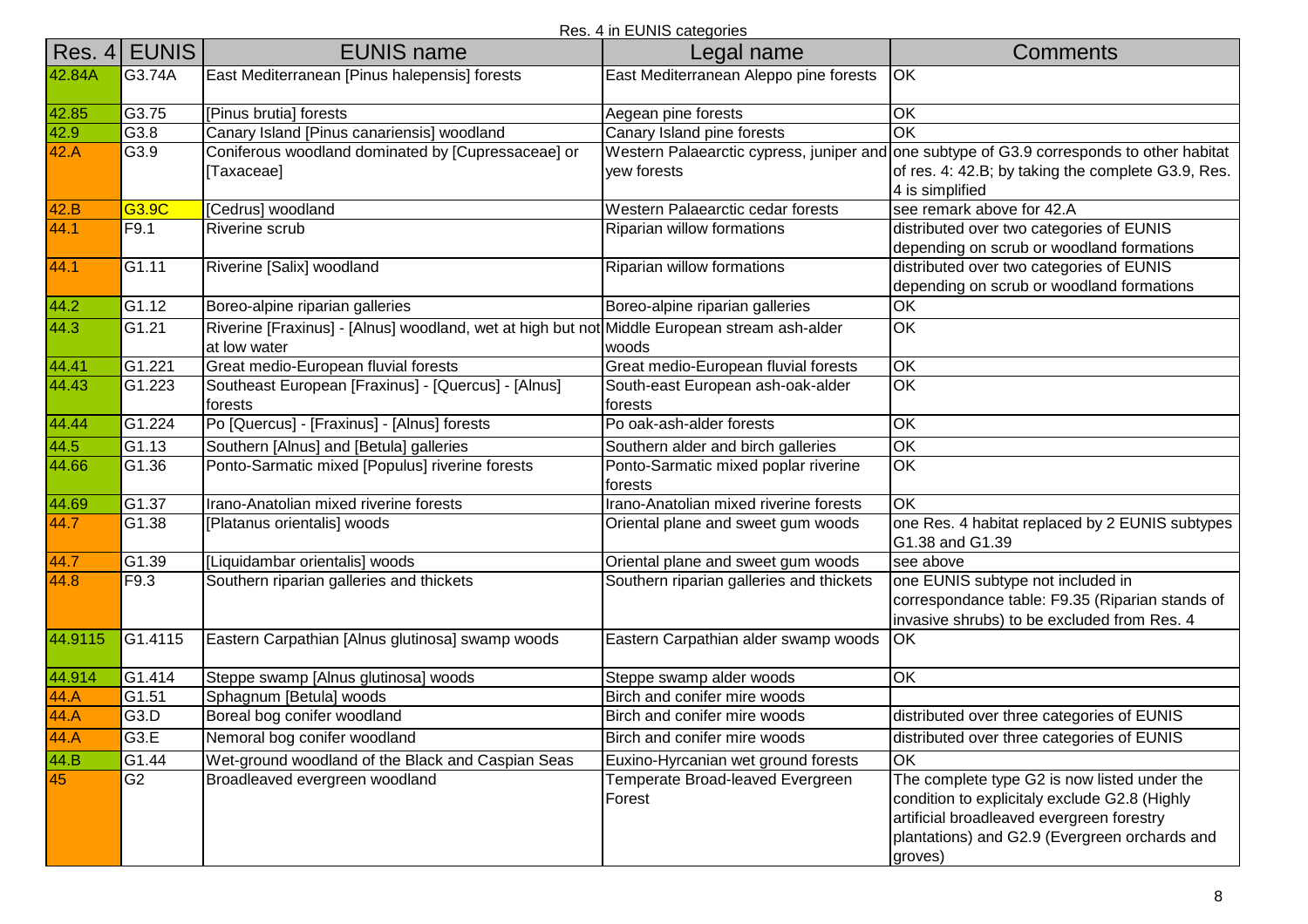Res. 4 in EUNIS categories

| Res. 4 | EUNIS | EUNIS name | Legal name | Comments |
| --- | --- | --- | --- | --- |
| 42.84A | G3.74A | East Mediterranean [Pinus halepensis] forests | East Mediterranean Aleppo pine forests | OK |
| 42.85 | G3.75 | [Pinus brutia] forests | Aegean pine forests | OK |
| 42.9 | G3.8 | Canary Island [Pinus canariensis] woodland | Canary Island pine forests | OK |
| 42.A | G3.9 | Coniferous woodland dominated by [Cupressaceae] or [Taxaceae] | Western Palaearctic cypress, juniper and yew forests | one subtype of G3.9 corresponds to other habitat of res. 4: 42.B; by taking the complete G3.9, Res. 4 is simplified |
| 42.B | G3.9C | [Cedrus] woodland | Western Palaearctic cedar forests | see remark above for 42.A |
| 44.1 | F9.1 | Riverine scrub | Riparian willow formations | distributed over two categories of EUNIS depending on scrub or woodland formations |
| 44.1 | G1.11 | Riverine [Salix] woodland | Riparian willow formations | distributed over two categories of EUNIS depending on scrub or woodland formations |
| 44.2 | G1.12 | Boreo-alpine riparian galleries | Boreo-alpine riparian galleries | OK |
| 44.3 | G1.21 | Riverine [Fraxinus] - [Alnus] woodland, wet at high but not at low water | Middle European stream ash-alder woods | OK |
| 44.41 | G1.221 | Great medio-European fluvial forests | Great medio-European fluvial forests | OK |
| 44.43 | G1.223 | Southeast European [Fraxinus] - [Quercus] - [Alnus] forests | South-east European ash-oak-alder forests | OK |
| 44.44 | G1.224 | Po [Quercus] - [Fraxinus] - [Alnus] forests | Po oak-ash-alder forests | OK |
| 44.5 | G1.13 | Southern [Alnus] and [Betula] galleries | Southern alder and birch galleries | OK |
| 44.66 | G1.36 | Ponto-Sarmatic mixed [Populus] riverine forests | Ponto-Sarmatic mixed poplar riverine forests | OK |
| 44.69 | G1.37 | Irano-Anatolian mixed riverine forests | Irano-Anatolian mixed riverine forests | OK |
| 44.7 | G1.38 | [Platanus orientalis] woods | Oriental plane and sweet gum woods | one Res. 4 habitat replaced by 2 EUNIS subtypes G1.38 and G1.39 |
| 44.7 | G1.39 | [Liquidambar orientalis] woods | Oriental plane and sweet gum woods | see above |
| 44.8 | F9.3 | Southern riparian galleries and thickets | Southern riparian galleries and thickets | one EUNIS subtype not included in correspondance table: F9.35 (Riparian stands of invasive shrubs) to be excluded from Res. 4 |
| 44.9115 | G1.4115 | Eastern Carpathian [Alnus glutinosa] swamp woods | Eastern Carpathian alder swamp woods | OK |
| 44.914 | G1.414 | Steppe swamp [Alnus glutinosa] woods | Steppe swamp alder woods | OK |
| 44.A | G1.51 | Sphagnum [Betula] woods | Birch and conifer mire woods | |
| 44.A | G3.D | Boreal bog conifer woodland | Birch and conifer mire woods | distributed over three categories of EUNIS |
| 44.A | G3.E | Nemoral bog conifer woodland | Birch and conifer mire woods | distributed over three categories of EUNIS |
| 44.B | G1.44 | Wet-ground woodland of the Black and Caspian Seas | Euxino-Hyrcanian wet ground forests | OK |
| 45 | G2 | Broadleaved evergreen woodland | Temperate Broad-leaved Evergreen Forest | The complete type G2 is now listed under the condition to explicitaly exclude G2.8 (Highly artificial broadleaved evergreen forestry plantations) and G2.9 (Evergreen orchards and groves) |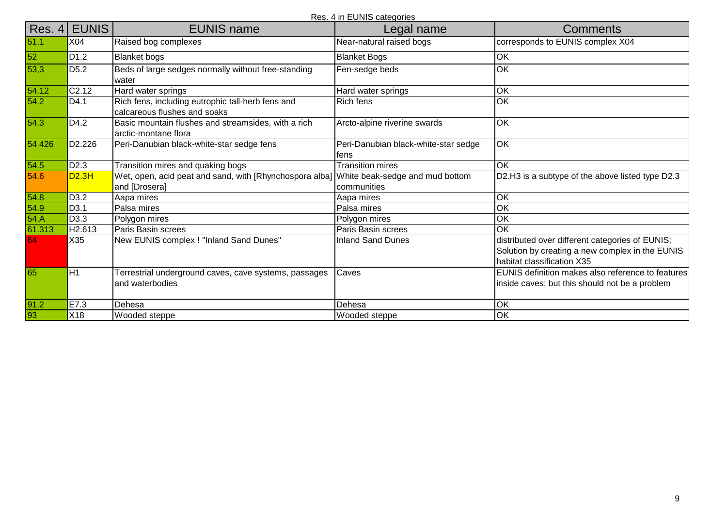Res. 4 in EUNIS categories

| Res. 4 | EUNIS | EUNIS name | Legal name | Comments |
|---|---|---|---|---|
| 51,1 | X04 | Raised bog complexes | Near-natural raised bogs | corresponds to EUNIS complex X04 |
| 52 | D1.2 | Blanket bogs | Blanket Bogs | OK |
| 53,3 | D5.2 | Beds of large sedges normally without free-standing water | Fen-sedge beds | OK |
| 54.12 | C2.12 | Hard water springs | Hard water springs | OK |
| 54.2 | D4.1 | Rich fens, including eutrophic tall-herb fens and calcareous flushes and soaks | Rich fens | OK |
| 54.3 | D4.2 | Basic mountain flushes and streamsides, with a rich arctic-montane flora | Arcto-alpine riverine swards | OK |
| 54 426 | D2.226 | Peri-Danubian black-white-star sedge fens | Peri-Danubian black-white-star sedge fens | OK |
| 54.5 | D2.3 | Transition mires and quaking bogs | Transition mires | OK |
| 54.6 | D2.3H | Wet, open, acid peat and sand, with [Rhynchospora alba] and [Drosera] | White beak-sedge and mud bottom communities | D2.H3 is a subtype of the above listed type D2.3 |
| 54.8 | D3.2 | Aapa mires | Aapa mires | OK |
| 54.9 | D3.1 | Palsa mires | Palsa mires | OK |
| 54.A | D3.3 | Polygon mires | Polygon mires | OK |
| 61.313 | H2.613 | Paris Basin screes | Paris Basin screes | OK |
| 64 | X35 | New EUNIS complex ! "Inland Sand Dunes" | Inland Sand Dunes | distributed over different categories of EUNIS; Solution by creating a new complex in the EUNIS habitat classification X35 |
| 65 | H1 | Terrestrial underground caves, cave systems, passages and waterbodies | Caves | EUNIS definition makes also reference to features inside caves; but this should not be a problem |
| 91.2 | E7.3 | Dehesa | Dehesa | OK |
| 93 | X18 | Wooded steppe | Wooded steppe | OK |